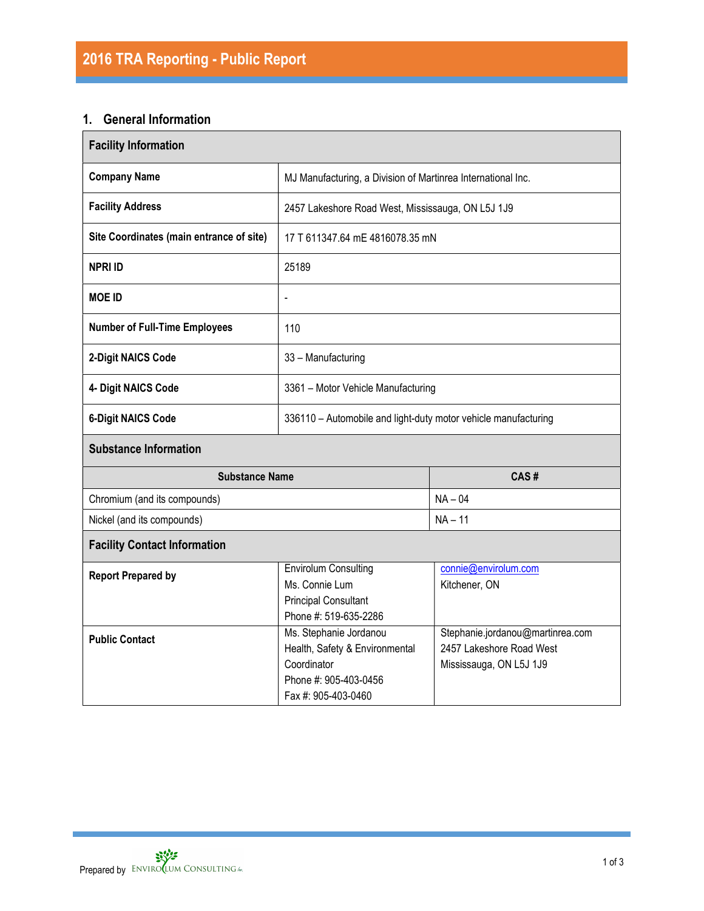# 2016 TRA Reporting - Public Report

## 1. General Information

| Facility Information | |
|---|---|
| **Company Name** | MJ Manufacturing, a Division of Martinrea International Inc. |
| **Facility Address** | 2457 Lakeshore Road West, Mississauga, ON L5J 1J9 |
| **Site Coordinates (main entrance of site)** | 17 T 611347.64 mE 4816078.35 mN |
| **NPRI ID** | 25189 |
| **MOE ID** | - |
| **Number of Full-Time Employees** | 110 |
| **2-Digit NAICS Code** | 33 – Manufacturing |
| **4- Digit NAICS Code** | 3361 – Motor Vehicle Manufacturing |
| **6-Digit NAICS Code** | 336110 – Automobile and light-duty motor vehicle manufacturing |

**Substance Information**

| Substance Name | CAS # |
|---|---|
| Chromium (and its compounds) | NA – 04 |
| Nickel (and its compounds) | NA – 11 |

**Facility Contact Information**

| | | |
|---|---|---|
| **Report Prepared by** | Envirolum Consulting<br>Ms. Connie Lum<br>Principal Consultant<br>Phone #: 519-635-2286 | connie@envirolum.com<br>Kitchener, ON |
| **Public Contact** | Ms. Stephanie Jordanou<br>Health, Safety & Environmental Coordinator<br>Phone #: 905-403-0456<br>Fax #: 905-403-0460 | Stephanie.jordanou@martinrea.com<br>2457 Lakeshore Road West<br>Mississauga, ON L5J 1J9 |

Prepared by ENVIROLUM CONSULTING Inc.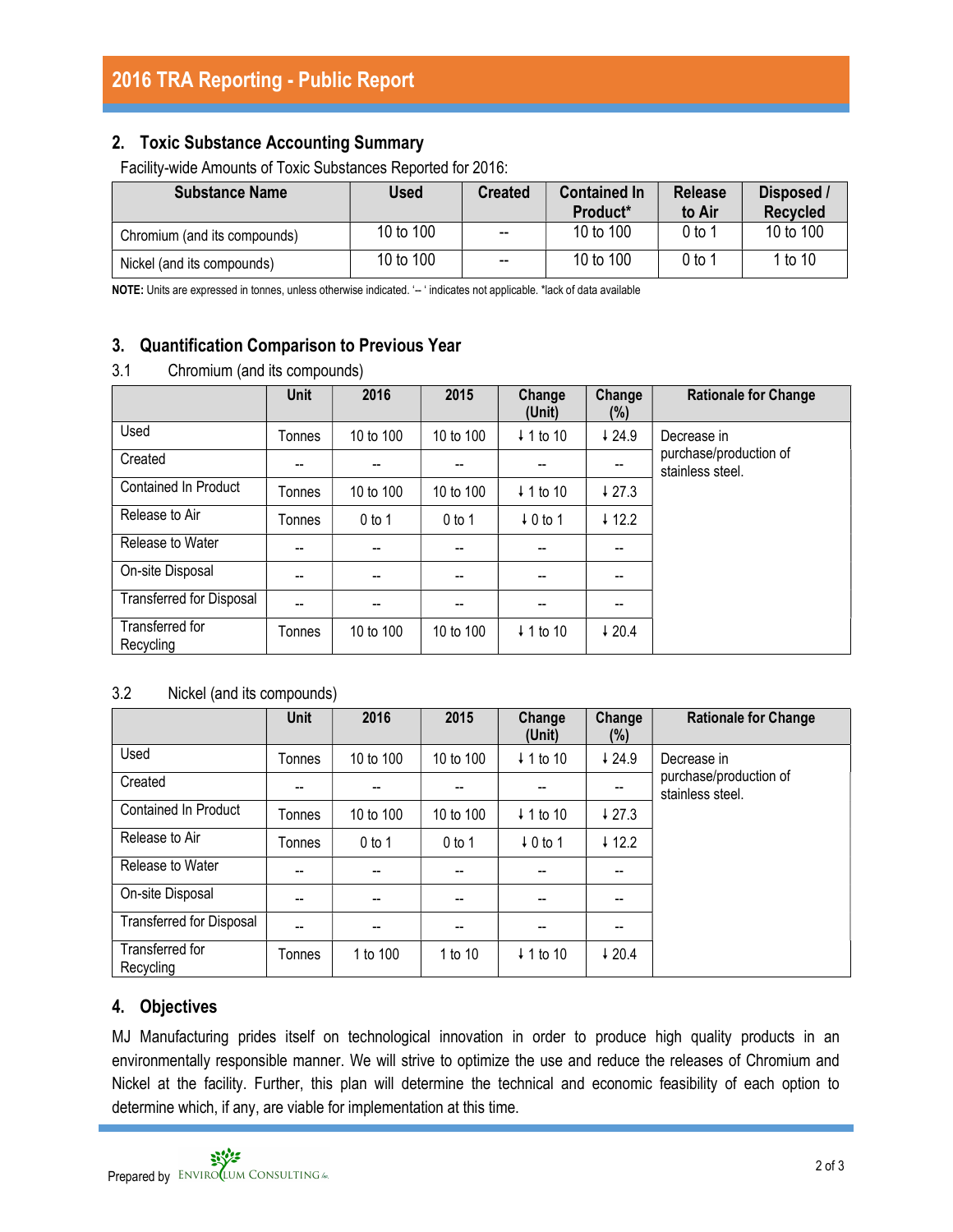## 2. Toxic Substance Accounting Summary

Facility-wide Amounts of Toxic Substances Reported for 2016:

| Substance Name | Used | Created | Contained In Product* | Release to Air | Disposed / Recycled |
|---|---|---|---|---|---|
| Chromium (and its compounds) | 10 to 100 | -- | 10 to 100 | 0 to 1 | 10 to 100 |
| Nickel (and its compounds) | 10 to 100 | -- | 10 to 100 | 0 to 1 | 1 to 10 |

**NOTE:** Units are expressed in tonnes, unless otherwise indicated. '-- ' indicates not applicable. *lack of data available

## 3. Quantification Comparison to Previous Year

### 3.1 Chromium (and its compounds)

| | Unit | 2016 | 2015 | Change (Unit) | Change (%) | Rationale for Change |
|---|---|---|---|---|---|---|
| Used | Tonnes | 10 to 100 | 10 to 100 | ↓ 1 to 10 | ↓ 24.9 | Decrease in purchase/production of stainless steel. |
| Created | -- | -- | -- | -- | -- | |
| Contained In Product | Tonnes | 10 to 100 | 10 to 100 | ↓ 1 to 10 | ↓ 27.3 | |
| Release to Air | Tonnes | 0 to 1 | 0 to 1 | ↓ 0 to 1 | ↓ 12.2 | |
| Release to Water | -- | -- | -- | -- | -- | |
| On-site Disposal | -- | -- | -- | -- | -- | |
| Transferred for Disposal | -- | -- | -- | -- | -- | |
| Transferred for Recycling | Tonnes | 10 to 100 | 10 to 100 | ↓ 1 to 10 | ↓ 20.4 | |

### 3.2 Nickel (and its compounds)

| | Unit | 2016 | 2015 | Change (Unit) | Change (%) | Rationale for Change |
|---|---|---|---|---|---|---|
| Used | Tonnes | 10 to 100 | 10 to 100 | ↓ 1 to 10 | ↓ 24.9 | Decrease in purchase/production of stainless steel. |
| Created | -- | -- | -- | -- | -- | |
| Contained In Product | Tonnes | 10 to 100 | 10 to 100 | ↓ 1 to 10 | ↓ 27.3 | |
| Release to Air | Tonnes | 0 to 1 | 0 to 1 | ↓ 0 to 1 | ↓ 12.2 | |
| Release to Water | -- | -- | -- | -- | -- | |
| On-site Disposal | -- | -- | -- | -- | -- | |
| Transferred for Disposal | -- | -- | -- | -- | -- | |
| Transferred for Recycling | Tonnes | 1 to 100 | 1 to 10 | ↓ 1 to 10 | ↓ 20.4 | |

## 4. Objectives

MJ Manufacturing prides itself on technological innovation in order to produce high quality products in an environmentally responsible manner. We will strive to optimize the use and reduce the releases of Chromium and Nickel at the facility. Further, this plan will determine the technical and economic feasibility of each option to determine which, if any, are viable for implementation at this time.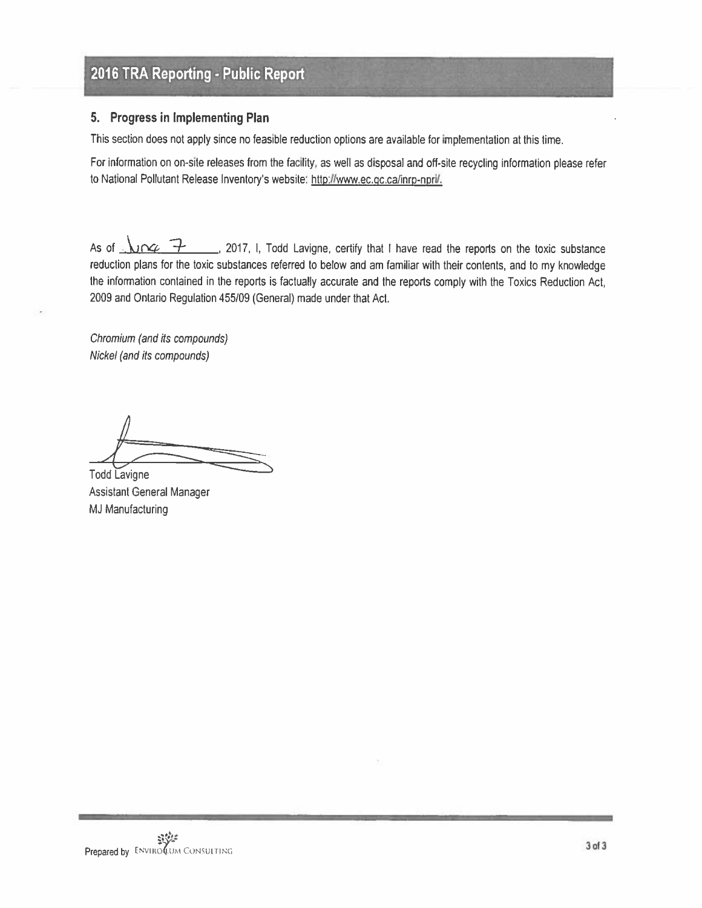## 2016 TRA Reporting - Public Report

### 5. Progress in Implementing Plan

This section does not apply since no feasible reduction options are available for implementation at this time.

For information on on-site releases from the facility, as well as disposal and off-site recycling information please refer to National Pollutant Release Inventory's website: http://www.ec.gc.ca/inrp-npri/.

As of June 7, 2017, I, Todd Lavigne, certify that I have read the reports on the toxic substance reduction plans for the toxic substances referred to below and am familiar with their contents, and to my knowledge the information contained in the reports is factually accurate and the reports comply with the Toxics Reduction Act, 2009 and Ontario Regulation 455/09 (General) made under that Act.

*Chromium (and its compounds)*
*Nickel (and its compounds)*

Todd Lavigne
Assistant General Manager
MJ Manufacturing

Prepared by Enviroqum Consulting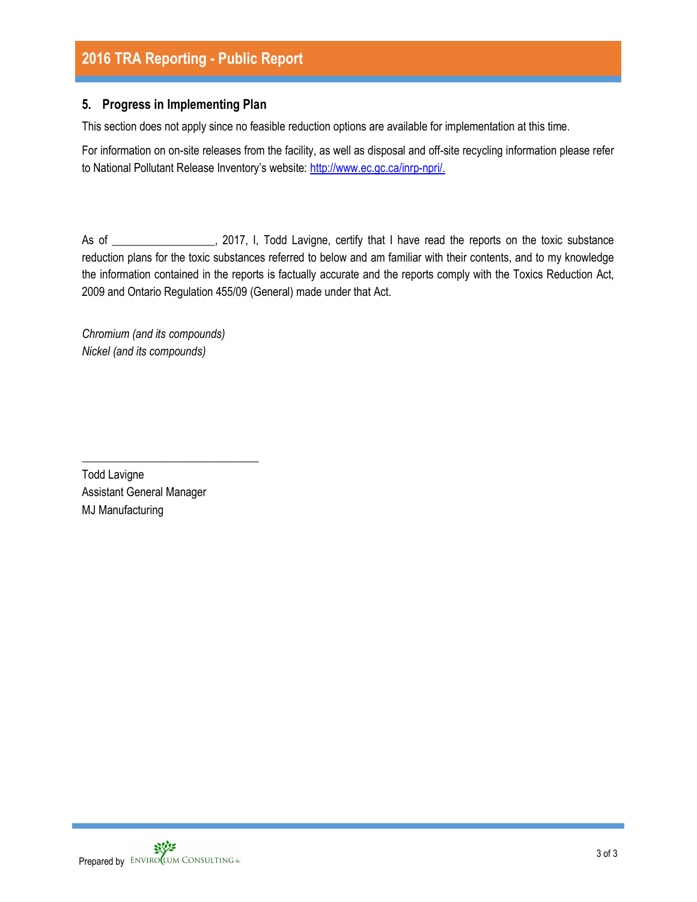## 5. Progress in Implementing Plan

This section does not apply since no feasible reduction options are available for implementation at this time.

For information on on-site releases from the facility, as well as disposal and off-site recycling information please refer to National Pollutant Release Inventory's website: [http://www.ec.gc.ca/inrp-npri/.](http://www.ec.gc.ca/inrp-npri/)

As of __________________, 2017, I, Todd Lavigne, certify that I have read the reports on the toxic substance reduction plans for the toxic substances referred to below and am familiar with their contents, and to my knowledge the information contained in the reports is factually accurate and the reports comply with the Toxics Reduction Act, 2009 and Ontario Regulation 455/09 (General) made under that Act.

*Chromium (and its compounds)*
*Nickel (and its compounds)*

________________________________

Todd Lavigne
Assistant General Manager
MJ Manufacturing

Prepared by ENVIROCLUM CONSULTING Inc.